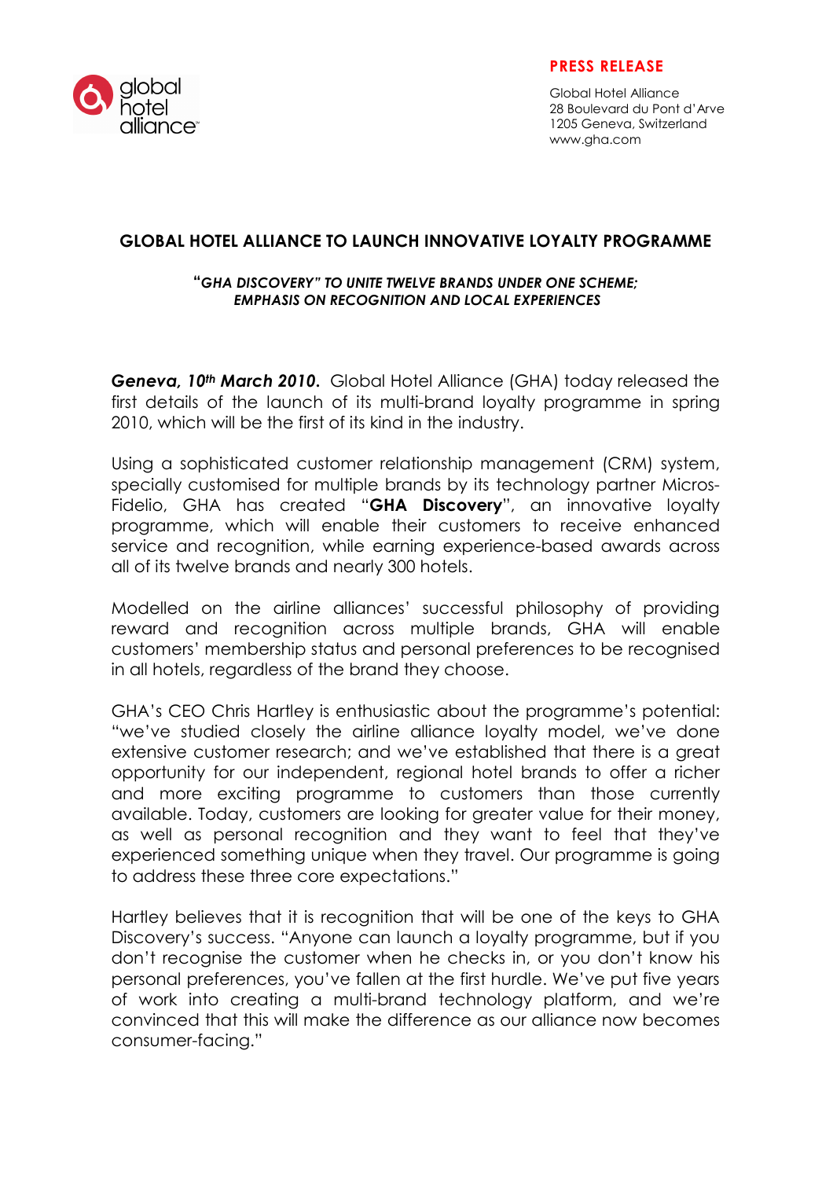**PRESS RELEASE**

Global Hotel Alliance
28 Boulevard du Pont d'Arve
1205 Geneva, Switzerland
www.gha.com

# GLOBAL HOTEL ALLIANCE TO LAUNCH INNOVATIVE LOYALTY PROGRAMME

***"GHA DISCOVERY" TO UNITE TWELVE BRANDS UNDER ONE SCHEME; EMPHASIS ON RECOGNITION AND LOCAL EXPERIENCES***

***Geneva, 10th March 2010.*** Global Hotel Alliance (GHA) today released the first details of the launch of its multi-brand loyalty programme in spring 2010, which will be the first of its kind in the industry.

Using a sophisticated customer relationship management (CRM) system, specially customised for multiple brands by its technology partner Micros-Fidelio, GHA has created "**GHA Discovery**", an innovative loyalty programme, which will enable their customers to receive enhanced service and recognition, while earning experience-based awards across all of its twelve brands and nearly 300 hotels.

Modelled on the airline alliances' successful philosophy of providing reward and recognition across multiple brands, GHA will enable customers' membership status and personal preferences to be recognised in all hotels, regardless of the brand they choose.

GHA's CEO Chris Hartley is enthusiastic about the programme's potential: "we've studied closely the airline alliance loyalty model, we've done extensive customer research; and we've established that there is a great opportunity for our independent, regional hotel brands to offer a richer and more exciting programme to customers than those currently available. Today, customers are looking for greater value for their money, as well as personal recognition and they want to feel that they've experienced something unique when they travel. Our programme is going to address these three core expectations."

Hartley believes that it is recognition that will be one of the keys to GHA Discovery's success. "Anyone can launch a loyalty programme, but if you don't recognise the customer when he checks in, or you don't know his personal preferences, you've fallen at the first hurdle. We've put five years of work into creating a multi-brand technology platform, and we're convinced that this will make the difference as our alliance now becomes consumer-facing."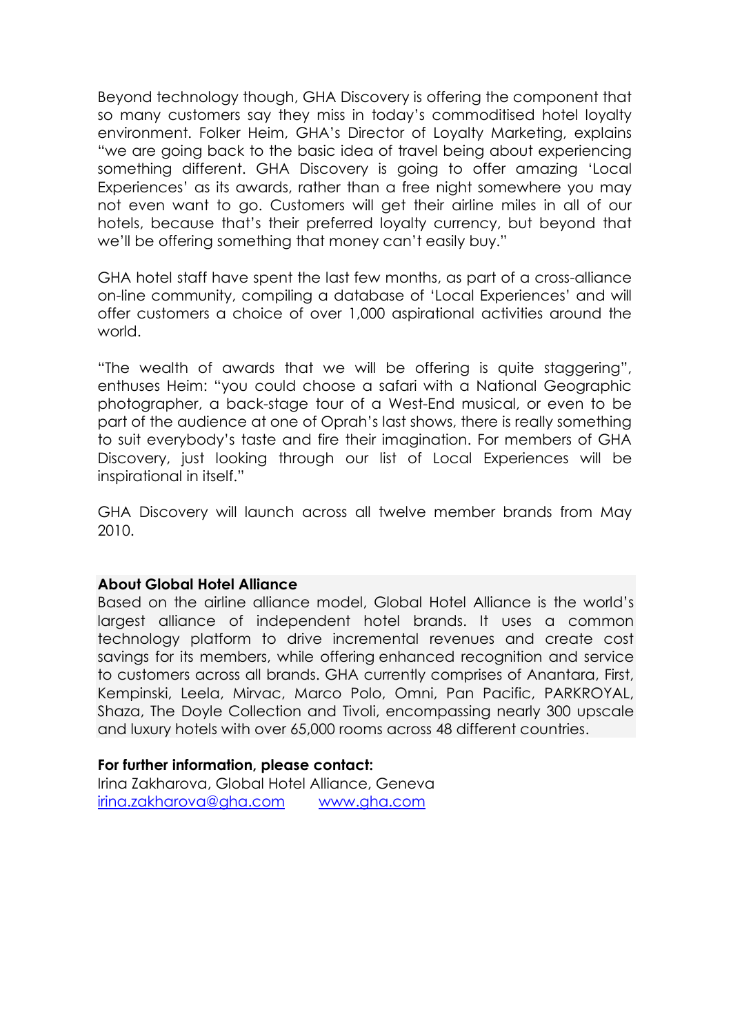Beyond technology though, GHA Discovery is offering the component that so many customers say they miss in today's commoditised hotel loyalty environment. Folker Heim, GHA's Director of Loyalty Marketing, explains "we are going back to the basic idea of travel being about experiencing something different. GHA Discovery is going to offer amazing 'Local Experiences' as its awards, rather than a free night somewhere you may not even want to go. Customers will get their airline miles in all of our hotels, because that's their preferred loyalty currency, but beyond that we'll be offering something that money can't easily buy."

GHA hotel staff have spent the last few months, as part of a cross-alliance on-line community, compiling a database of 'Local Experiences' and will offer customers a choice of over 1,000 aspirational activities around the world.

"The wealth of awards that we will be offering is quite staggering", enthuses Heim: "you could choose a safari with a National Geographic photographer, a back-stage tour of a West-End musical, or even to be part of the audience at one of Oprah's last shows, there is really something to suit everybody's taste and fire their imagination. For members of GHA Discovery, just looking through our list of Local Experiences will be inspirational in itself."

GHA Discovery will launch across all twelve member brands from May 2010.

**About Global Hotel Alliance**

Based on the airline alliance model, Global Hotel Alliance is the world's largest alliance of independent hotel brands. It uses a common technology platform to drive incremental revenues and create cost savings for its members, while offering enhanced recognition and service to customers across all brands. GHA currently comprises of Anantara, First, Kempinski, Leela, Mirvac, Marco Polo, Omni, Pan Pacific, PARKROYAL, Shaza, The Doyle Collection and Tivoli, encompassing nearly 300 upscale and luxury hotels with over 65,000 rooms across 48 different countries.

**For further information, please contact:**

Irina Zakharova, Global Hotel Alliance, Geneva
irina.zakharova@gha.com www.gha.com